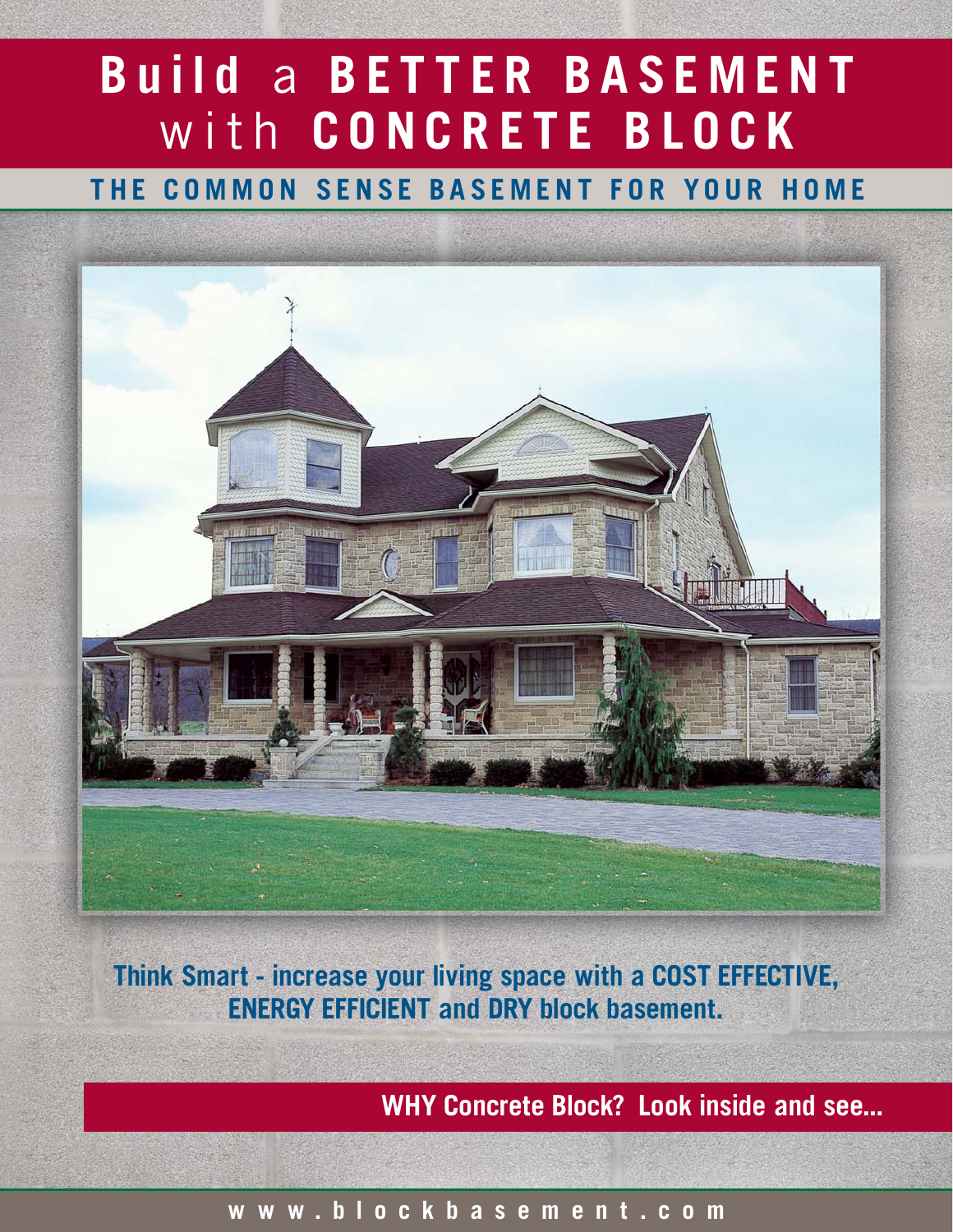# Build a BETTER BASEMENT with CONCRETE BLOCK

## THE COMMON SENSE BASEMENT FOR YOUR HOME

**Think Smart - increase your living space with a COST EFFECTIVE, ENERGY EFFICIENT and DRY block basement.**

**WHY Concrete Block? Look inside and see...**

www.blockbasement.com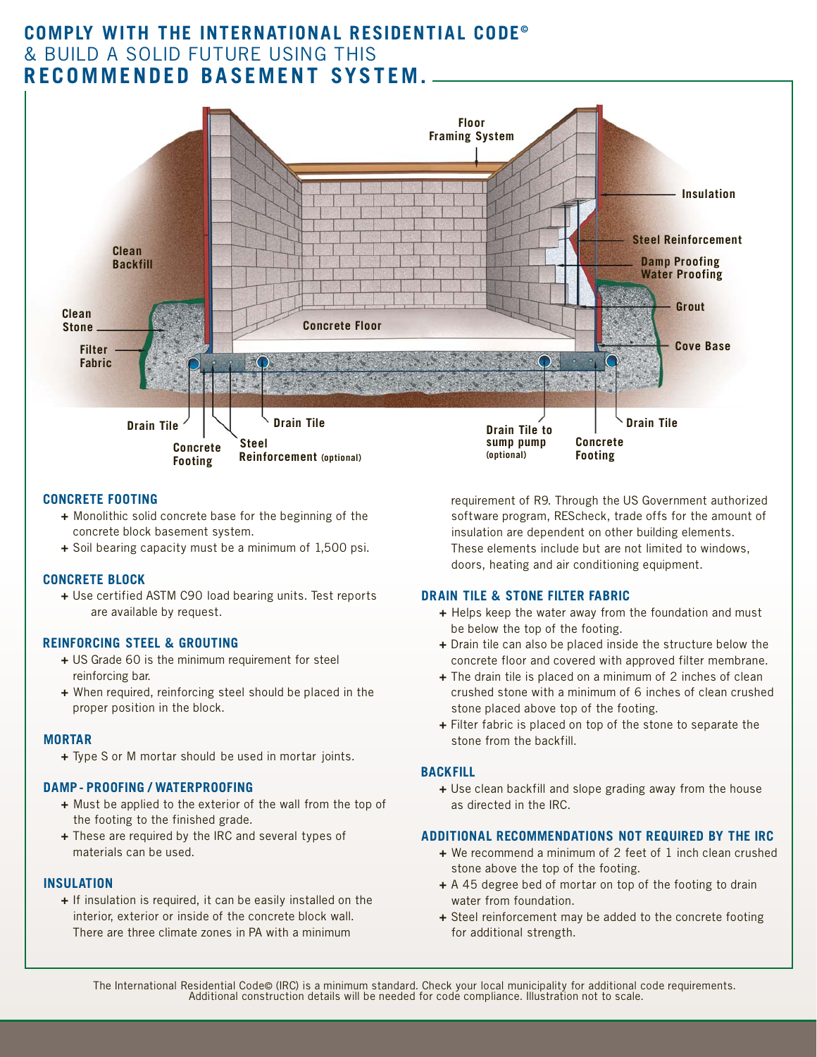# COMPLY WITH THE INTERNATIONAL RESIDENTIAL CODE© & BUILD A SOLID FUTURE USING THIS RECOMMENDED BASEMENT SYSTEM.

Floor Framing System

Insulation

Steel Reinforcement

Clean Backfill

Damp Proofing Water Proofing

Grout

Clean Stone

Concrete Floor

Cove Base

Filter Fabric

Drain Tile

Drain Tile

Drain Tile to sump pump (optional)

Drain Tile

Concrete Footing

Steel Reinforcement (optional)

Concrete Footing

### CONCRETE FOOTING

- Monolithic solid concrete base for the beginning of the concrete block basement system.
- Soil bearing capacity must be a minimum of 1,500 psi.

### CONCRETE BLOCK

- Use certified ASTM C90 load bearing units. Test reports are available by request.

### REINFORCING STEEL & GROUTING

- US Grade 60 is the minimum requirement for steel reinforcing bar.
- When required, reinforcing steel should be placed in the proper position in the block.

### MORTAR

- Type S or M mortar should be used in mortar joints.

### DAMP - PROOFING / WATERPROOFING

- Must be applied to the exterior of the wall from the top of the footing to the finished grade.
- These are required by the IRC and several types of materials can be used.

### INSULATION

- If insulation is required, it can be easily installed on the interior, exterior or inside of the concrete block wall. There are three climate zones in PA with a minimum requirement of R9. Through the US Government authorized software program, REScheck, trade offs for the amount of insulation are dependent on other building elements. These elements include but are not limited to windows, doors, heating and air conditioning equipment.

### DRAIN TILE & STONE FILTER FABRIC

- Helps keep the water away from the foundation and must be below the top of the footing.
- Drain tile can also be placed inside the structure below the concrete floor and covered with approved filter membrane.
- The drain tile is placed on a minimum of 2 inches of clean crushed stone with a minimum of 6 inches of clean crushed stone placed above top of the footing.
- Filter fabric is placed on top of the stone to separate the stone from the backfill.

### BACKFILL

- Use clean backfill and slope grading away from the house as directed in the IRC.

### ADDITIONAL RECOMMENDATIONS NOT REQUIRED BY THE IRC

- We recommend a minimum of 2 feet of 1 inch clean crushed stone above the top of the footing.
- A 45 degree bed of mortar on top of the footing to drain water from foundation.
- Steel reinforcement may be added to the concrete footing for additional strength.

The International Residential Code© (IRC) is a minimum standard. Check your local municipality for additional code requirements. Additional construction details will be needed for code compliance. Illustration not to scale.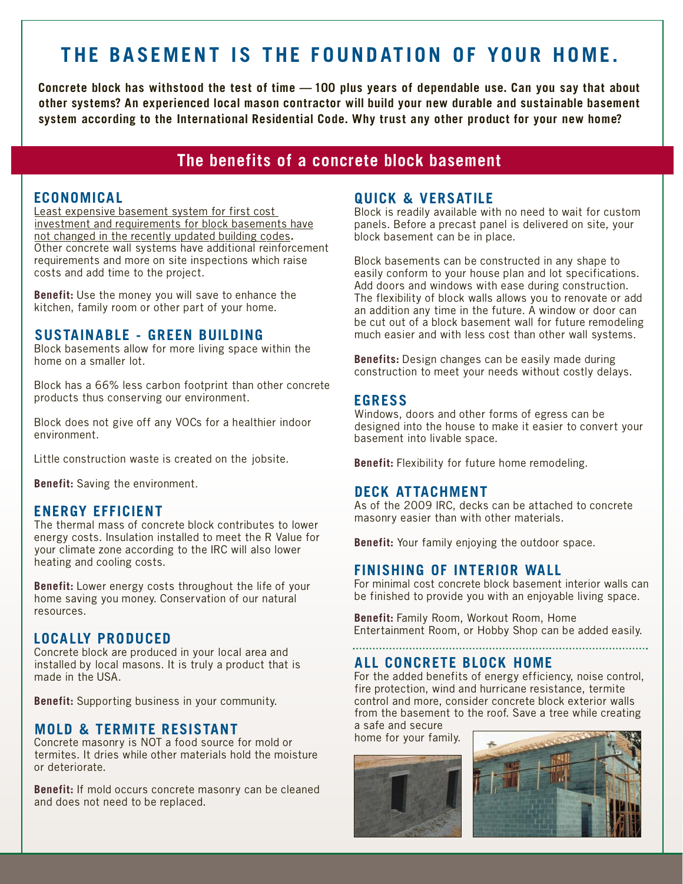# THE BASEMENT IS THE FOUNDATION OF YOUR HOME.

**Concrete block has withstood the test of time — 100 plus years of dependable use. Can you say that about other systems? An experienced local mason contractor will build your new durable and sustainable basement system according to the International Residential Code. Why trust any other product for your new home?**

## The benefits of a concrete block basement

### ECONOMICAL

Least expensive basement system for first cost investment and requirements for block basements have not changed in the recently updated building codes. Other concrete wall systems have additional reinforcement requirements and more on site inspections which raise costs and add time to the project.

**Benefit:** Use the money you will save to enhance the kitchen, family room or other part of your home.

### SUSTAINABLE - GREEN BUILDING

Block basements allow for more living space within the home on a smaller lot.

Block has a 66% less carbon footprint than other concrete products thus conserving our environment.

Block does not give off any VOCs for a healthier indoor environment.

Little construction waste is created on the jobsite.

**Benefit:** Saving the environment.

### ENERGY EFFICIENT

The thermal mass of concrete block contributes to lower energy costs. Insulation installed to meet the R Value for your climate zone according to the IRC will also lower heating and cooling costs.

**Benefit:** Lower energy costs throughout the life of your home saving you money. Conservation of our natural resources.

### LOCALLY PRODUCED

Concrete block are produced in your local area and installed by local masons. It is truly a product that is made in the USA.

**Benefit:** Supporting business in your community.

### MOLD & TERMITE RESISTANT

Concrete masonry is NOT a food source for mold or termites. It dries while other materials hold the moisture or deteriorate.

**Benefit:** If mold occurs concrete masonry can be cleaned and does not need to be replaced.

### QUICK & VERSATILE

Block is readily available with no need to wait for custom panels. Before a precast panel is delivered on site, your block basement can be in place.

Block basements can be constructed in any shape to easily conform to your house plan and lot specifications. Add doors and windows with ease during construction. The flexibility of block walls allows you to renovate or add an addition any time in the future. A window or door can be cut out of a block basement wall for future remodeling much easier and with less cost than other wall systems.

**Benefits:** Design changes can be easily made during construction to meet your needs without costly delays.

### EGRESS

Windows, doors and other forms of egress can be designed into the house to make it easier to convert your basement into livable space.

**Benefit:** Flexibility for future home remodeling.

### DECK ATTACHMENT

As of the 2009 IRC, decks can be attached to concrete masonry easier than with other materials.

**Benefit:** Your family enjoying the outdoor space.

### FINISHING OF INTERIOR WALL

For minimal cost concrete block basement interior walls can be finished to provide you with an enjoyable living space.

**Benefit:** Family Room, Workout Room, Home Entertainment Room, or Hobby Shop can be added easily.

### ALL CONCRETE BLOCK HOME

For the added benefits of energy efficiency, noise control, fire protection, wind and hurricane resistance, termite control and more, consider concrete block exterior walls from the basement to the roof. Save a tree while creating a safe and secure home for your family.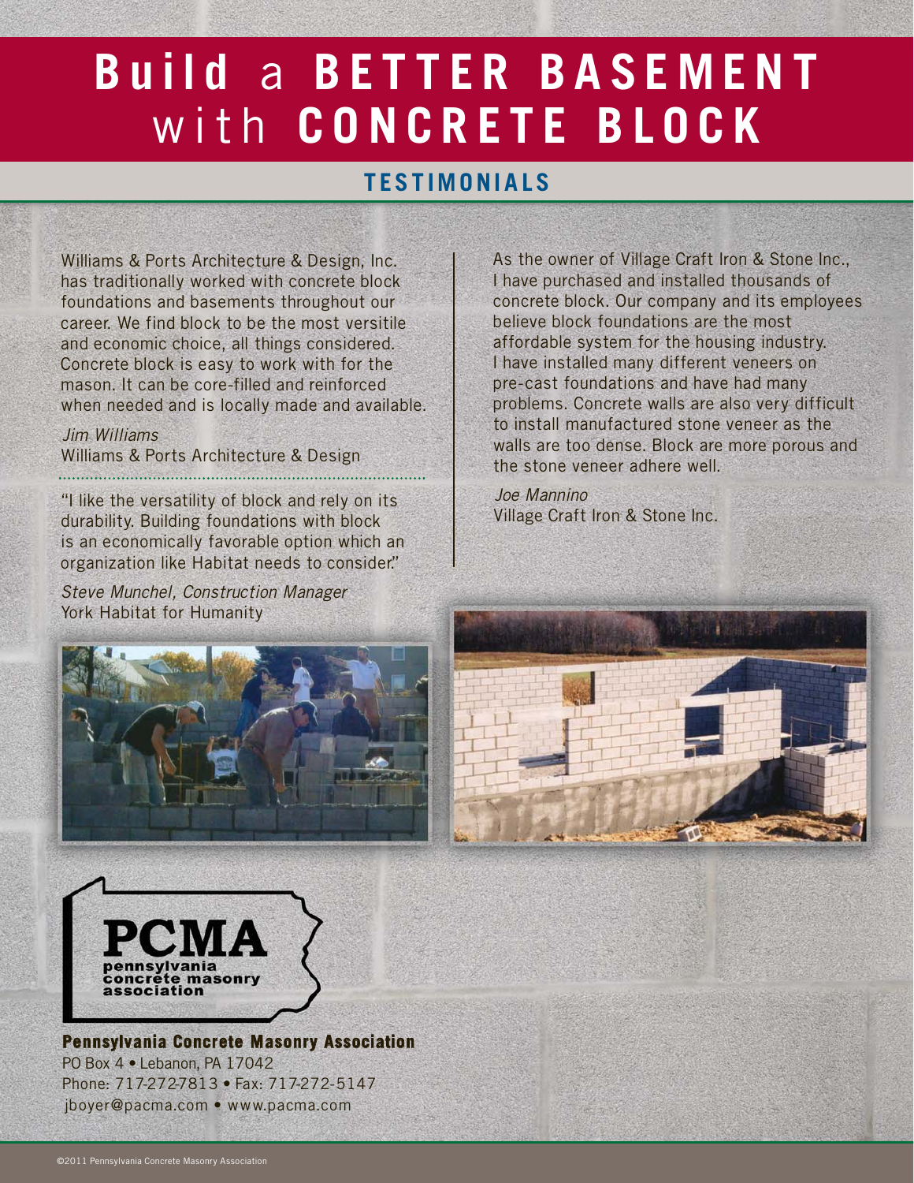# Build a BETTER BASEMENT with CONCRETE BLOCK

## TESTIMONIALS

Williams & Ports Architecture & Design, Inc. has traditionally worked with concrete block foundations and basements throughout our career. We find block to be the most versitile and economic choice, all things considered. Concrete block is easy to work with for the mason. It can be core-filled and reinforced when needed and is locally made and available.

*Jim Williams*
Williams & Ports Architecture & Design

"I like the versatility of block and rely on its durability. Building foundations with block is an economically favorable option which an organization like Habitat needs to consider."

*Steve Munchel, Construction Manager*
York Habitat for Humanity

As the owner of Village Craft Iron & Stone Inc., I have purchased and installed thousands of concrete block. Our company and its employees believe block foundations are the most affordable system for the housing industry. I have installed many different veneers on pre-cast foundations and have had many problems. Concrete walls are also very difficult to install manufactured stone veneer as the walls are too dense. Block are more porous and the stone veneer adhere well.

*Joe Mannino*
Village Craft Iron & Stone Inc.

PCMA
pennsylvania concrete masonry association

**Pennsylvania Concrete Masonry Association**
PO Box 4 • Lebanon, PA 17042
Phone: 717-272-7813 • Fax: 717-272-5147
jboyer@pacma.com • www.pacma.com

©2011 Pennsylvania Concrete Masonry Association